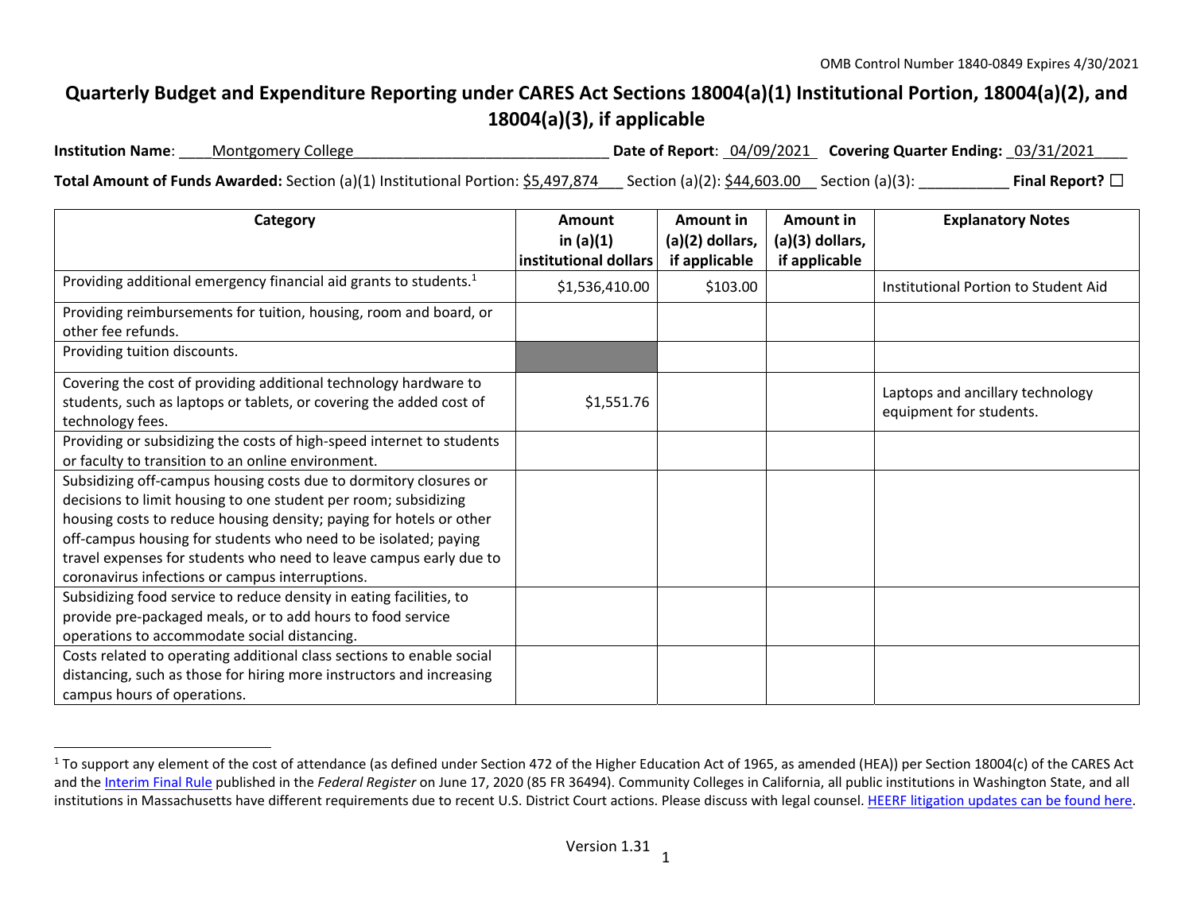OMB Control Number 1840-0849 Expires 4/30/2021

# Quarterly Budget and Expenditure Reporting under CARES Act Sections 18004(a)(1) Institutional Portion, 18004(a)(2), and 18004(a)(3), if applicable

**Institution Name**: Montgomery College **Date of Report**: 04/09/2021 **Covering Quarter Ending:** 03/31/2021

**Total Amount of Funds Awarded:** Section (a)(1) Institutional Portion: $5,497,874 Section (a)(2): $44,603.00 Section (a)(3): ___________ **Final Report?** ☐

| Category | Amount in (a)(1) institutional dollars | Amount in (a)(2) dollars, if applicable | Amount in (a)(3) dollars, if applicable | Explanatory Notes |
|---|---|---|---|---|
| Providing additional emergency financial aid grants to students.[1] | $1,536,410.00 | $103.00 | | Institutional Portion to Student Aid |
| Providing reimbursements for tuition, housing, room and board, or other fee refunds. | | | | |
| Providing tuition discounts. | | | | |
| Covering the cost of providing additional technology hardware to students, such as laptops or tablets, or covering the added cost of technology fees. | $1,551.76 | | | Laptops and ancillary technology equipment for students. |
| Providing or subsidizing the costs of high-speed internet to students or faculty to transition to an online environment. | | | | |
| Subsidizing off-campus housing costs due to dormitory closures or decisions to limit housing to one student per room; subsidizing housing costs to reduce housing density; paying for hotels or other off-campus housing for students who need to be isolated; paying travel expenses for students who need to leave campus early due to coronavirus infections or campus interruptions. | | | | |
| Subsidizing food service to reduce density in eating facilities, to provide pre-packaged meals, or to add hours to food service operations to accommodate social distancing. | | | | |
| Costs related to operating additional class sections to enable social distancing, such as those for hiring more instructors and increasing campus hours of operations. | | | | |

[1] To support any element of the cost of attendance (as defined under Section 472 of the Higher Education Act of 1965, as amended (HEA)) per Section 18004(c) of the CARES Act and the Interim Final Rule published in the *Federal Register* on June 17, 2020 (85 FR 36494). Community Colleges in California, all public institutions in Washington State, and all institutions in Massachusetts have different requirements due to recent U.S. District Court actions. Please discuss with legal counsel. HEERF litigation updates can be found here.

Version 1.31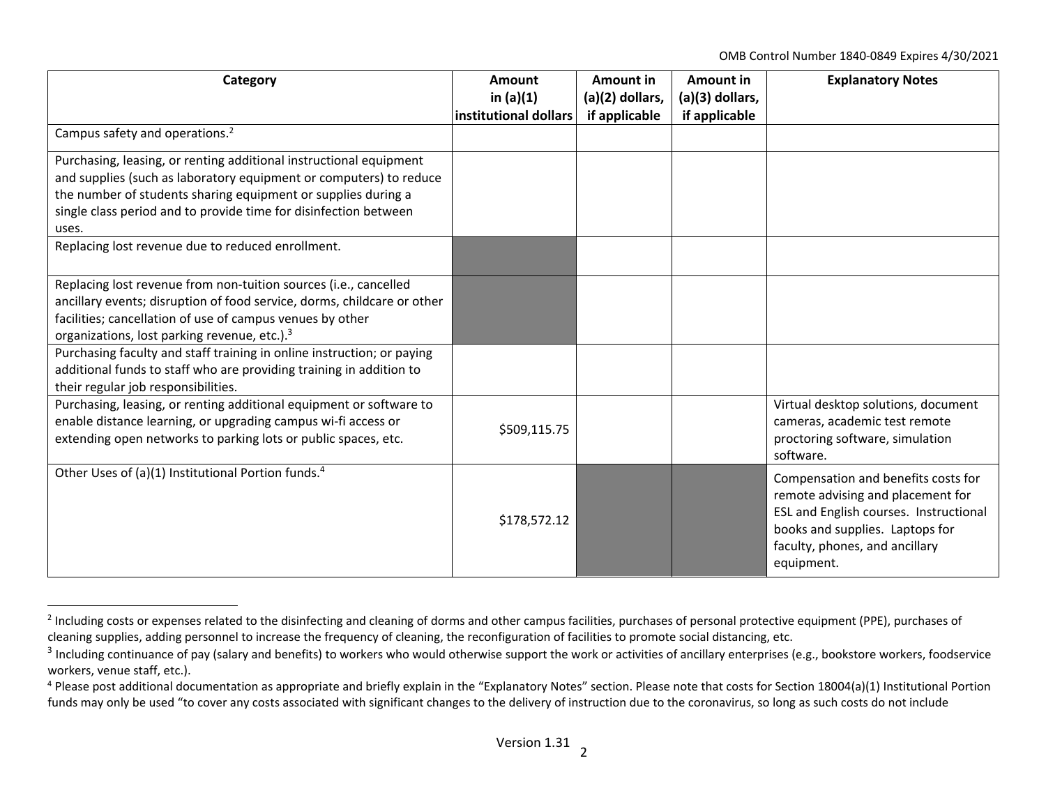| Category | Amount in (a)(1) institutional dollars | Amount in (a)(2) dollars, if applicable | Amount in (a)(3) dollars, if applicable | Explanatory Notes |
|---|---|---|---|---|
| Campus safety and operations.[2] | | | | |
| Purchasing, leasing, or renting additional instructional equipment and supplies (such as laboratory equipment or computers) to reduce the number of students sharing equipment or supplies during a single class period and to provide time for disinfection between uses. | | | | |
| Replacing lost revenue due to reduced enrollment. | | | | |
| Replacing lost revenue from non-tuition sources (i.e., cancelled ancillary events; disruption of food service, dorms, childcare or other facilities; cancellation of use of campus venues by other organizations, lost parking revenue, etc.).[3] | | | | |
| Purchasing faculty and staff training in online instruction; or paying additional funds to staff who are providing training in addition to their regular job responsibilities. | | | | |
| Purchasing, leasing, or renting additional equipment or software to enable distance learning, or upgrading campus wi-fi access or extending open networks to parking lots or public spaces, etc. | $509,115.75 | | | Virtual desktop solutions, document cameras, academic test remote proctoring software, simulation software. |
| Other Uses of (a)(1) Institutional Portion funds.[4] | $178,572.12 | | | Compensation and benefits costs for remote advising and placement for ESL and English courses. Instructional books and supplies. Laptops for faculty, phones, and ancillary equipment. |

[2] Including costs or expenses related to the disinfecting and cleaning of dorms and other campus facilities, purchases of personal protective equipment (PPE), purchases of cleaning supplies, adding personnel to increase the frequency of cleaning, the reconfiguration of facilities to promote social distancing, etc.

[3] Including continuance of pay (salary and benefits) to workers who would otherwise support the work or activities of ancillary enterprises (e.g., bookstore workers, foodservice workers, venue staff, etc.).

[4] Please post additional documentation as appropriate and briefly explain in the "Explanatory Notes" section. Please note that costs for Section 18004(a)(1) Institutional Portion funds may only be used "to cover any costs associated with significant changes to the delivery of instruction due to the coronavirus, so long as such costs do not include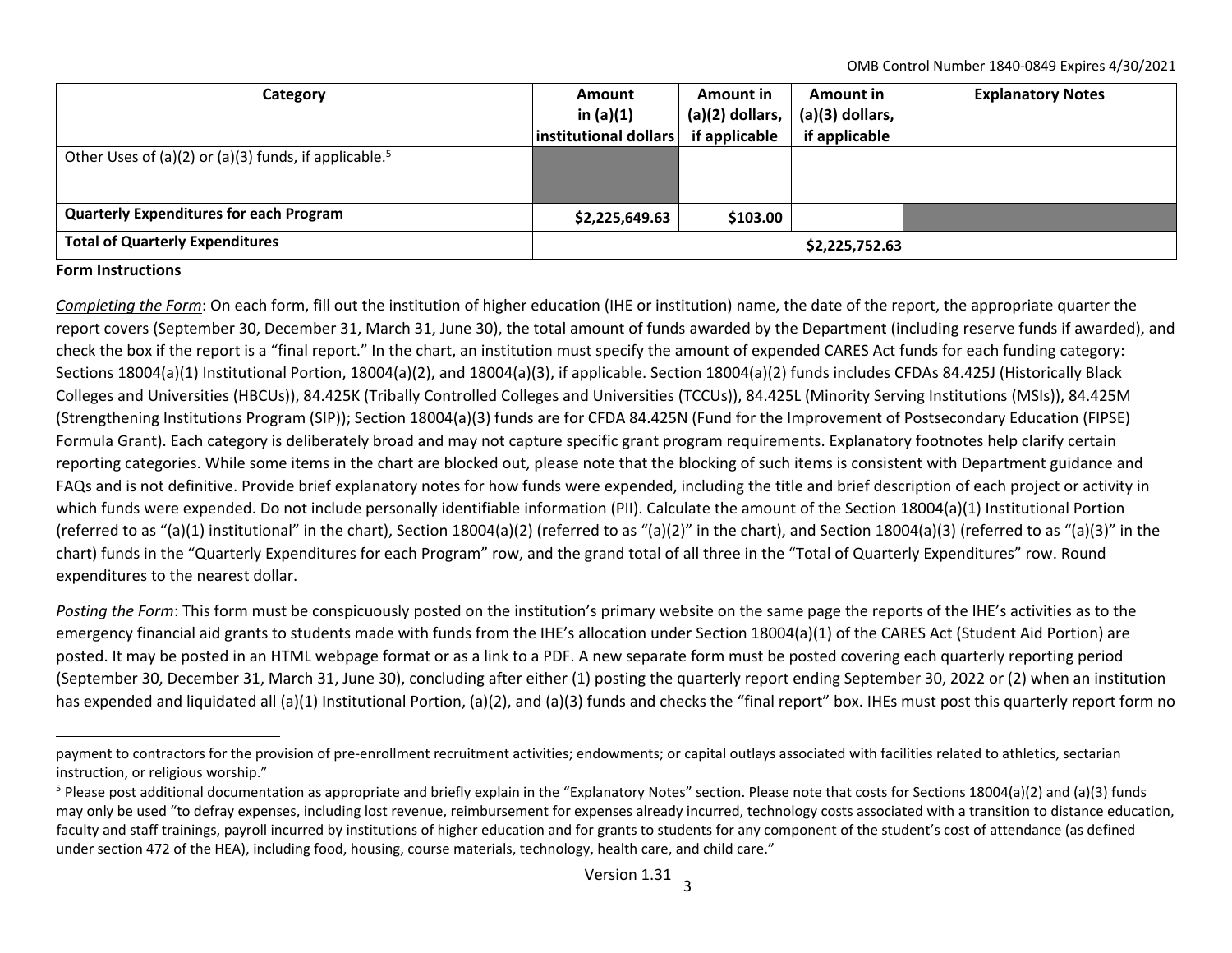| Category | Amount in (a)(1) institutional dollars | Amount in (a)(2) dollars, if applicable | Amount in (a)(3) dollars, if applicable | Explanatory Notes |
|---|---|---|---|---|
| Other Uses of (a)(2) or (a)(3) funds, if applicable.[5] | | | | |
| **Quarterly Expenditures for each Program** | **$2,225,649.63** | **$103.00** | | |
| **Total of Quarterly Expenditures** | **$2,225,752.63** | | | |

**Form Instructions**

*Completing the Form*: On each form, fill out the institution of higher education (IHE or institution) name, the date of the report, the appropriate quarter the report covers (September 30, December 31, March 31, June 30), the total amount of funds awarded by the Department (including reserve funds if awarded), and check the box if the report is a "final report." In the chart, an institution must specify the amount of expended CARES Act funds for each funding category: Sections 18004(a)(1) Institutional Portion, 18004(a)(2), and 18004(a)(3), if applicable. Section 18004(a)(2) funds includes CFDAs 84.425J (Historically Black Colleges and Universities (HBCUs)), 84.425K (Tribally Controlled Colleges and Universities (TCCUs)), 84.425L (Minority Serving Institutions (MSIs)), 84.425M (Strengthening Institutions Program (SIP)); Section 18004(a)(3) funds are for CFDA 84.425N (Fund for the Improvement of Postsecondary Education (FIPSE) Formula Grant). Each category is deliberately broad and may not capture specific grant program requirements. Explanatory footnotes help clarify certain reporting categories. While some items in the chart are blocked out, please note that the blocking of such items is consistent with Department guidance and FAQs and is not definitive. Provide brief explanatory notes for how funds were expended, including the title and brief description of each project or activity in which funds were expended. Do not include personally identifiable information (PII). Calculate the amount of the Section 18004(a)(1) Institutional Portion (referred to as "(a)(1) institutional" in the chart), Section 18004(a)(2) (referred to as "(a)(2)" in the chart), and Section 18004(a)(3) (referred to as "(a)(3)" in the chart) funds in the "Quarterly Expenditures for each Program" row, and the grand total of all three in the "Total of Quarterly Expenditures" row. Round expenditures to the nearest dollar.

*Posting the Form*: This form must be conspicuously posted on the institution's primary website on the same page the reports of the IHE's activities as to the emergency financial aid grants to students made with funds from the IHE's allocation under Section 18004(a)(1) of the CARES Act (Student Aid Portion) are posted. It may be posted in an HTML webpage format or as a link to a PDF. A new separate form must be posted covering each quarterly reporting period (September 30, December 31, March 31, June 30), concluding after either (1) posting the quarterly report ending September 30, 2022 or (2) when an institution has expended and liquidated all (a)(1) Institutional Portion, (a)(2), and (a)(3) funds and checks the "final report" box. IHEs must post this quarterly report form no

---

payment to contractors for the provision of pre-enrollment recruitment activities; endowments; or capital outlays associated with facilities related to athletics, sectarian instruction, or religious worship."

[5] Please post additional documentation as appropriate and briefly explain in the "Explanatory Notes" section. Please note that costs for Sections 18004(a)(2) and (a)(3) funds may only be used "to defray expenses, including lost revenue, reimbursement for expenses already incurred, technology costs associated with a transition to distance education, faculty and staff trainings, payroll incurred by institutions of higher education and for grants to students for any component of the student's cost of attendance (as defined under section 472 of the HEA), including food, housing, course materials, technology, health care, and child care."